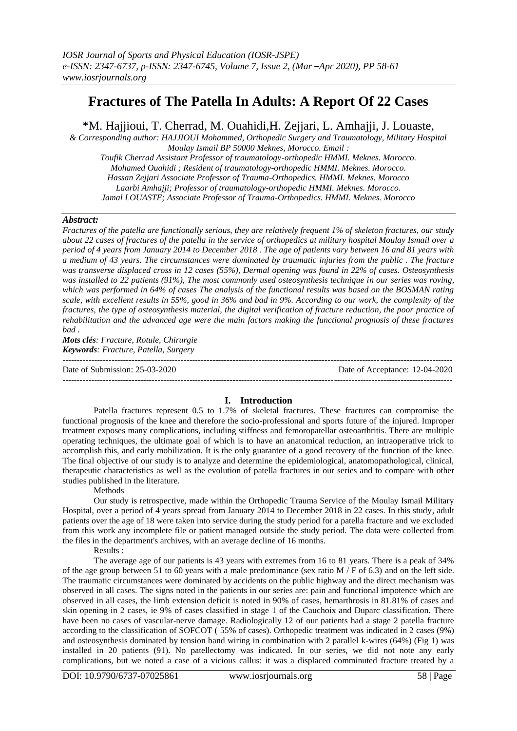# Fractures of The Patella In Adults: A Report Of 22 Cases

*M. Hajjioui, T. Cherrad, M. Ouahidi,H. Zejjari, L. Amhajji, J. Louaste,

*& Corresponding author: HAJJIOUI Mohammed, Orthopedic Surgery and Traumatology, Military Hospital Moulay Ismail BP 50000 Meknes, Morocco. Email :*
*Toufik Cherrad Assistant Professor of traumatology-orthopedic HMMI. Meknes. Morocco.*
*Mohamed Ouahidi ; Resident of traumatology-orthopedic HMMI. Meknes. Morocco.*
*Hassan Zejjari Associate Professor of Trauma-Orthopedics. HMMI. Meknes. Morocco*
*Laarbi Amhajji; Professor of traumatology-orthopedic HMMI. Meknes. Morocco.*
*Jamal LOUASTE; Associate Professor of Trauma-Orthopedics. HMMI. Meknes. Morocco*

***Abstract:***
*Fractures of the patella are functionally serious, they are relatively frequent 1% of skeleton fractures, our study about 22 cases of fractures of the patella in the service of orthopedics at military hospital Moulay Ismail over a period of 4 years from January 2014 to December 2018 . The age of patients vary between 16 and 81 years with a medium of 43 years. The circumstances were dominated by traumatic injuries from the public . The fracture was transverse displaced cross in 12 cases (55%), Dermal opening was found in 22% of cases. Osteosynthesis was installed to 22 patients (91%), The most commonly used osteosynthesis technique in our series was roving, which was performed in 64% of cases The analysis of the functional results was based on the BOSMAN rating scale, with excellent results in 55%, good in 36% and bad in 9%. According to our work, the complexity of the fractures, the type of osteosynthesis material, the digital verification of fracture reduction, the poor practice of rehabilitation and the advanced age were the main factors making the functional prognosis of these fractures bad .*

***Mots clés**: Fracture, Rotule, Chirurgie*
***Keywords**: Fracture, Patella, Surgery*

---

Date of Submission: 25-03-2020 Date of Acceptance: 12-04-2020

---

## I. Introduction

Patella fractures represent 0.5 to 1.7% of skeletal fractures. These fractures can compromise the functional prognosis of the knee and therefore the socio-professional and sports future of the injured. Improper treatment exposes many complications, including stiffness and femoropatellar osteoarthritis. There are multiple operating techniques, the ultimate goal of which is to have an anatomical reduction, an intraoperative trick to accomplish this, and early mobilization. It is the only guarantee of a good recovery of the function of the knee. The final objective of our study is to analyze and determine the epidemiological, anatomopathological, clinical, therapeutic characteristics as well as the evolution of patella fractures in our series and to compare with other studies published in the literature.

Methods

Our study is retrospective, made within the Orthopedic Trauma Service of the Moulay Ismail Military Hospital, over a period of 4 years spread from January 2014 to December 2018 in 22 cases. In this study, adult patients over the age of 18 were taken into service during the study period for a patella fracture and we excluded from this work any incomplete file or patient managed outside the study period. The data were collected from the files in the department's archives, with an average decline of 16 months.

Results :

The average age of our patients is 43 years with extremes from 16 to 81 years. There is a peak of 34% of the age group between 51 to 60 years with a male predominance (sex ratio M / F of 6.3) and on the left side. The traumatic circumstances were dominated by accidents on the public highway and the direct mechanism was observed in all cases. The signs noted in the patients in our series are: pain and functional impotence which are observed in all cases, the limb extension deficit is noted in 90% of cases, hemarthrosis in 81.81% of cases and skin opening in 2 cases, ie 9% of cases classified in stage 1 of the Cauchoix and Duparc classification. There have been no cases of vascular-nerve damage. Radiologically 12 of our patients had a stage 2 patella fracture according to the classification of SOFCOT ( 55% of cases). Orthopedic treatment was indicated in 2 cases (9%) and osteosynthesis dominated by tension band wiring in combination with 2 parallel k-wires (64%) (Fig 1) was installed in 20 patients (91). No patellectomy was indicated. In our series, we did not note any early complications, but we noted a case of a vicious callus: it was a displaced comminuted fracture treated by a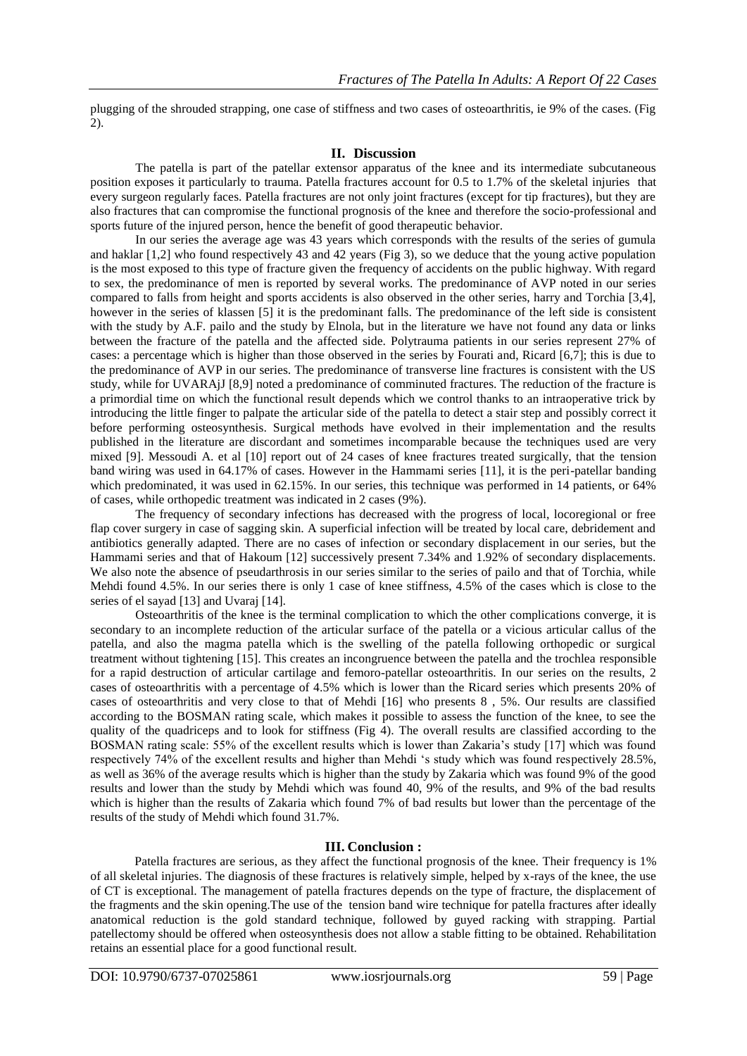plugging of the shrouded strapping, one case of stiffness and two cases of osteoarthritis, ie 9% of the cases. (Fig 2).

## II. Discussion

The patella is part of the patellar extensor apparatus of the knee and its intermediate subcutaneous position exposes it particularly to trauma. Patella fractures account for 0.5 to 1.7% of the skeletal injuries that every surgeon regularly faces. Patella fractures are not only joint fractures (except for tip fractures), but they are also fractures that can compromise the functional prognosis of the knee and therefore the socio-professional and sports future of the injured person, hence the benefit of good therapeutic behavior.

In our series the average age was 43 years which corresponds with the results of the series of gumula and haklar [1,2] who found respectively 43 and 42 years (Fig 3), so we deduce that the young active population is the most exposed to this type of fracture given the frequency of accidents on the public highway. With regard to sex, the predominance of men is reported by several works. The predominance of AVP noted in our series compared to falls from height and sports accidents is also observed in the other series, harry and Torchia [3,4], however in the series of klassen [5] it is the predominant falls. The predominance of the left side is consistent with the study by A.F. pailo and the study by Elnola, but in the literature we have not found any data or links between the fracture of the patella and the affected side. Polytrauma patients in our series represent 27% of cases: a percentage which is higher than those observed in the series by Fourati and, Ricard [6,7]; this is due to the predominance of AVP in our series. The predominance of transverse line fractures is consistent with the US study, while for UVARAjJ [8,9] noted a predominance of comminuted fractures. The reduction of the fracture is a primordial time on which the functional result depends which we control thanks to an intraoperative trick by introducing the little finger to palpate the articular side of the patella to detect a stair step and possibly correct it before performing osteosynthesis. Surgical methods have evolved in their implementation and the results published in the literature are discordant and sometimes incomparable because the techniques used are very mixed [9]. Messoudi A. et al [10] report out of 24 cases of knee fractures treated surgically, that the tension band wiring was used in 64.17% of cases. However in the Hammami series [11], it is the peri-patellar banding which predominated, it was used in 62.15%. In our series, this technique was performed in 14 patients, or 64% of cases, while orthopedic treatment was indicated in 2 cases (9%).

The frequency of secondary infections has decreased with the progress of local, locoregional or free flap cover surgery in case of sagging skin. A superficial infection will be treated by local care, debridement and antibiotics generally adapted. There are no cases of infection or secondary displacement in our series, but the Hammami series and that of Hakoum [12] successively present 7.34% and 1.92% of secondary displacements. We also note the absence of pseudarthrosis in our series similar to the series of pailo and that of Torchia, while Mehdi found 4.5%. In our series there is only 1 case of knee stiffness, 4.5% of the cases which is close to the series of el sayad [13] and Uvaraj [14].

Osteoarthritis of the knee is the terminal complication to which the other complications converge, it is secondary to an incomplete reduction of the articular surface of the patella or a vicious articular callus of the patella, and also the magma patella which is the swelling of the patella following orthopedic or surgical treatment without tightening [15]. This creates an incongruence between the patella and the trochlea responsible for a rapid destruction of articular cartilage and femoro-patellar osteoarthritis. In our series on the results, 2 cases of osteoarthritis with a percentage of 4.5% which is lower than the Ricard series which presents 20% of cases of osteoarthritis and very close to that of Mehdi [16] who presents 8 , 5%. Our results are classified according to the BOSMAN rating scale, which makes it possible to assess the function of the knee, to see the quality of the quadriceps and to look for stiffness (Fig 4). The overall results are classified according to the BOSMAN rating scale: 55% of the excellent results which is lower than Zakaria's study [17] which was found respectively 74% of the excellent results and higher than Mehdi 's study which was found respectively 28.5%, as well as 36% of the average results which is higher than the study by Zakaria which was found 9% of the good results and lower than the study by Mehdi which was found 40, 9% of the results, and 9% of the bad results which is higher than the results of Zakaria which found 7% of bad results but lower than the percentage of the results of the study of Mehdi which found 31.7%.

## III. Conclusion :

Patella fractures are serious, as they affect the functional prognosis of the knee. Their frequency is 1% of all skeletal injuries. The diagnosis of these fractures is relatively simple, helped by x-rays of the knee, the use of CT is exceptional. The management of patella fractures depends on the type of fracture, the displacement of the fragments and the skin opening.The use of the tension band wire technique for patella fractures after ideally anatomical reduction is the gold standard technique, followed by guyed racking with strapping. Partial patellectomy should be offered when osteosynthesis does not allow a stable fitting to be obtained. Rehabilitation retains an essential place for a good functional result.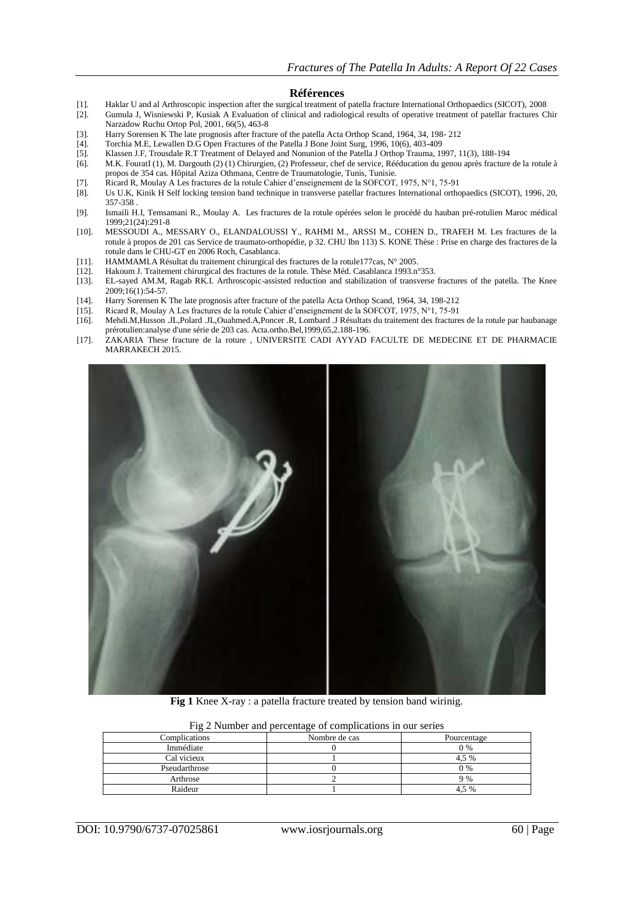## Références

[1]. Haklar U and al Arthroscopic inspection after the surgical treatment of patella fracture International Orthopaedics (SICOT), 2008

[2]. Gumula J, Wisniewski P, Kusiak A Evaluation of clinical and radiological results of operative treatment of patellar fractures Chir Narzadow Ruchu Ortop Pol, 2001, 66(5), 463-8

[3]. Harry Sorensen K The late prognosis after fracture of the patella Acta Orthop Scand, 1964, 34, 198- 212

[4]. Torchia M.E, Lewallen D.G Open Fractures of the Patella J Bone Joint Surg, 1996, 10(6), 403-409

[5]. Klassen J.F, Trousdale R.T Treatment of Delayed and Nonunion of the Patella J Orthop Trauma, 1997, 11(3), 188-194

[6]. M.K. FouratI (1), M. Dargouth (2) (1) Chirurgien, (2) Professeur, chef de service, Rééducation du genou après fracture de la rotule à propos de 354 cas. Hôpital Aziza Othmana, Centre de Traumatologie, Tunis, Tunisie.

[7]. Ricard R, Moulay A Les fractures de la rotule Cahier d'enseignement de la SOFCOT, 1975, N°1, 75-91

[8]. Us U.K, Kinik H Self locking tension band technique in transverse patellar fractures International orthopaedics (SICOT), 1996, 20, 357-358 .

[9]. Ismaili H.I, Temsamani R., Moulay A. Les fractures de la rotule opérées selon le procédé du hauban pré-rotulien Maroc médical 1999;21(24):291-8

[10]. MESSOUDI A., MESSARY O., ELANDALOUSSI Y., RAHMI M., ARSSI M., COHEN D., TRAFEH M. Les fractures de la rotule à propos de 201 cas Service de traumato-orthopédie, p 32. CHU Ibn 113) S. KONE Thèse : Prise en charge des fractures de la rotule dans le CHU-GT en 2006 Roch, Casablanca.

[11]. HAMMAMI.A Résultat du traitement chirurgical des fractures de la rotule177cas, N° 2005.

[12]. Hakoum J. Traitement chirurgical des fractures de la rotule. Thèse Méd. Casablanca 1993.n°353.

[13]. EL-sayed AM.M, Ragab RK.I. Arthroscopic-assisted reduction and stabilization of transverse fractures of the patella. The Knee 2009;16(1):54-57.

[14]. Harry Sorensen K The late prognosis after fracture of the patella Acta Orthop Scand, 1964, 34, 198-212

[15]. Ricard R, Moulay A Les fractures de la rotule Cahier d'enseignement de la SOFCOT, 1975, N°1, 75-91

[16]. Mehdi.M,Husson .JL,Polard .JL,Ouahmed.A,Poncer .R, Lombard .J Résultats du traitement des fractures de la rotule par haubanage prérotulien:analyse d'une série de 203 cas. Acta.ortho.Bel,1999,65,2.188-196.

[17]. ZAKARIA These fracture de la roture , UNIVERSITE CADI AYYAD FACULTE DE MEDECINE ET DE PHARMACIE MARRAKECH 2015.

**Fig 1** Knee X-ray : a patella fracture treated by tension band wirinig.

Fig 2 Number and percentage of complications in our series

| Complications | Nombre de cas | Pourcentage |
|---|---|---|
| Immédiate | 0 | 0 % |
| Cal vicieux | 1 | 4,5 % |
| Pseudarthrose | 0 | 0 % |
| Arthrose | 2 | 9 % |
| Raideur | 1 | 4,5 % |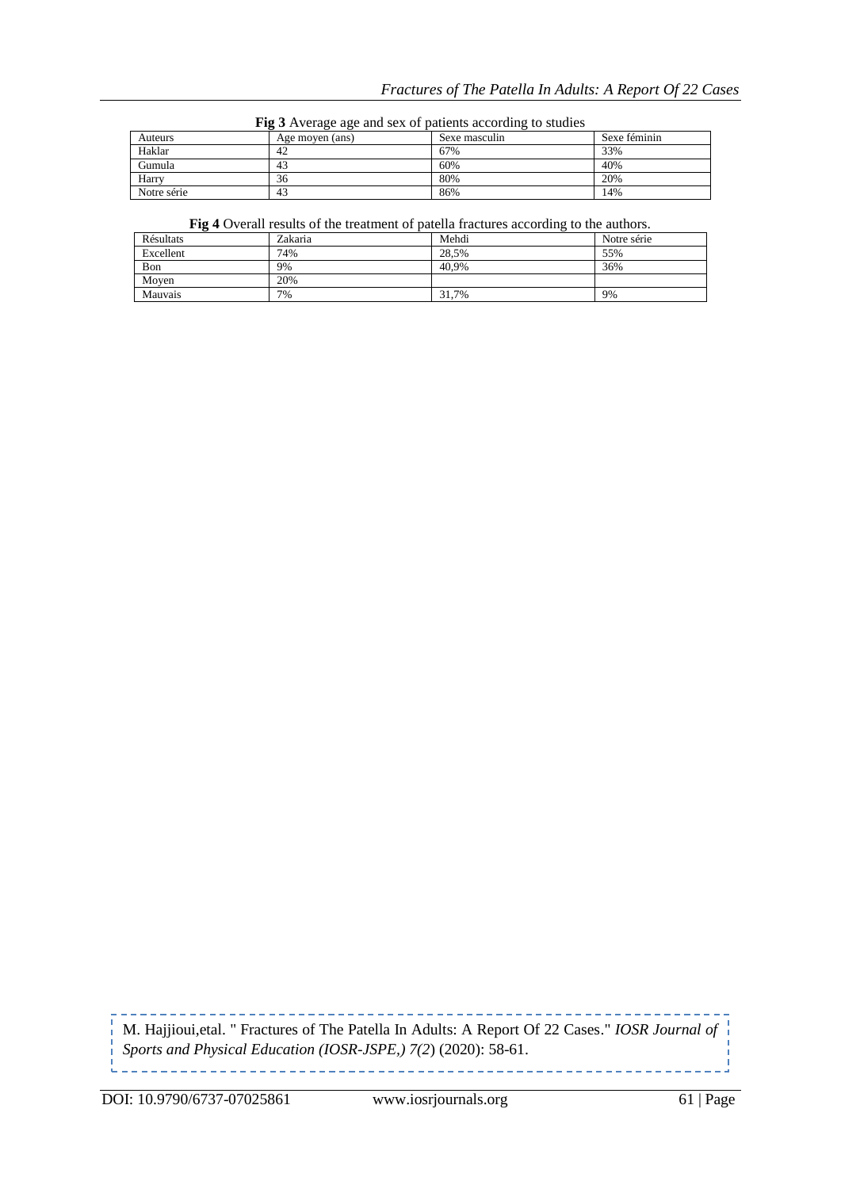**Fig 3** Average age and sex of patients according to studies

| Auteurs | Age moyen (ans) | Sexe masculin | Sexe féminin |
| --- | --- | --- | --- |
| Haklar | 42 | 67% | 33% |
| Gumula | 43 | 60% | 40% |
| Harry | 36 | 80% | 20% |
| Notre série | 43 | 86% | 14% |

**Fig 4** Overall results of the treatment of patella fractures according to the authors.

| Résultats | Zakaria | Mehdi | Notre série |
| --- | --- | --- | --- |
| Excellent | 74% | 28,5% | 55% |
| Bon | 9% | 40,9% | 36% |
| Moyen | 20% | | |
| Mauvais | 7% | 31,7% | 9% |

M. Hajjioui,etal. " Fractures of The Patella In Adults: A Report Of 22 Cases." *IOSR Journal of Sports and Physical Education (IOSR-JSPE,) 7(2)* (2020): 58-61.